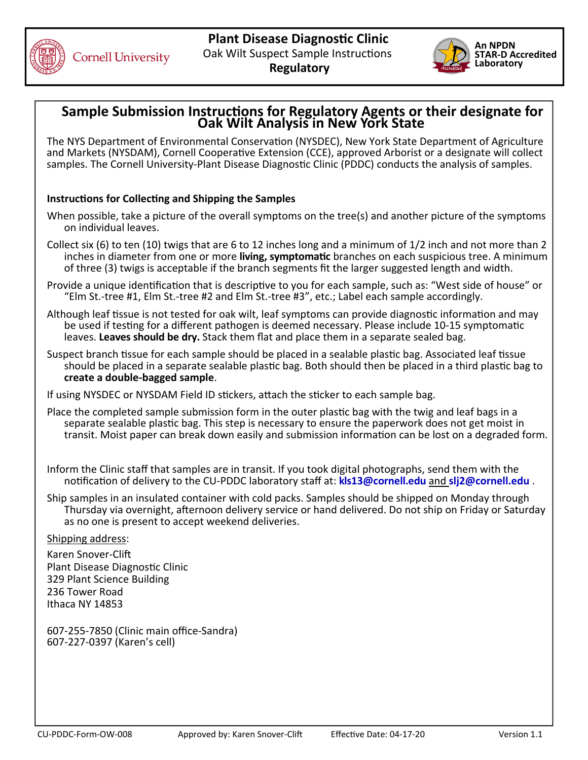Cornell University

**Plant Disease Diagnostic Clinic**
Oak Wilt Suspect Sample Instructions
**Regulatory**

**An NPDN STAR-D Accredited Laboratory**

# Sample Submission Instructions for Regulatory Agents or their designate for Oak Wilt Analysis in New York State

The NYS Department of Environmental Conservation (NYSDEC), New York State Department of Agriculture and Markets (NYSDAM), Cornell Cooperative Extension (CCE), approved Arborist or a designate will collect samples. The Cornell University-Plant Disease Diagnostic Clinic (PDDC) conducts the analysis of samples.

**Instructions for Collecting and Shipping the Samples**

When possible, take a picture of the overall symptoms on the tree(s) and another picture of the symptoms on individual leaves.

Collect six (6) to ten (10) twigs that are 6 to 12 inches long and a minimum of 1/2 inch and not more than 2 inches in diameter from one or more **living, symptomatic** branches on each suspicious tree. A minimum of three (3) twigs is acceptable if the branch segments fit the larger suggested length and width.

Provide a unique identification that is descriptive to you for each sample, such as: "West side of house" or "Elm St.-tree #1, Elm St.-tree #2 and Elm St.-tree #3", etc.; Label each sample accordingly.

Although leaf tissue is not tested for oak wilt, leaf symptoms can provide diagnostic information and may be used if testing for a different pathogen is deemed necessary. Please include 10-15 symptomatic leaves. **Leaves should be dry.** Stack them flat and place them in a separate sealed bag.

Suspect branch tissue for each sample should be placed in a sealable plastic bag. Associated leaf tissue should be placed in a separate sealable plastic bag. Both should then be placed in a third plastic bag to **create a double-bagged sample**.

If using NYSDEC or NYSDAM Field ID stickers, attach the sticker to each sample bag.

Place the completed sample submission form in the outer plastic bag with the twig and leaf bags in a separate sealable plastic bag. This step is necessary to ensure the paperwork does not get moist in transit. Moist paper can break down easily and submission information can be lost on a degraded form.

Inform the Clinic staff that samples are in transit. If you took digital photographs, send them with the notification of delivery to the CU-PDDC laboratory staff at: **kls13@cornell.edu** and **slj2@cornell.edu** .

Ship samples in an insulated container with cold packs. Samples should be shipped on Monday through Thursday via overnight, afternoon delivery service or hand delivered. Do not ship on Friday or Saturday as no one is present to accept weekend deliveries.

Shipping address:

Karen Snover-Clift
Plant Disease Diagnostic Clinic
329 Plant Science Building
236 Tower Road
Ithaca NY 14853

607-255-7850 (Clinic main office-Sandra)
607-227-0397 (Karen's cell)

CU-PDDC-Form-OW-008 | Approved by: Karen Snover-Clift | Effective Date: 04-17-20 | Version 1.1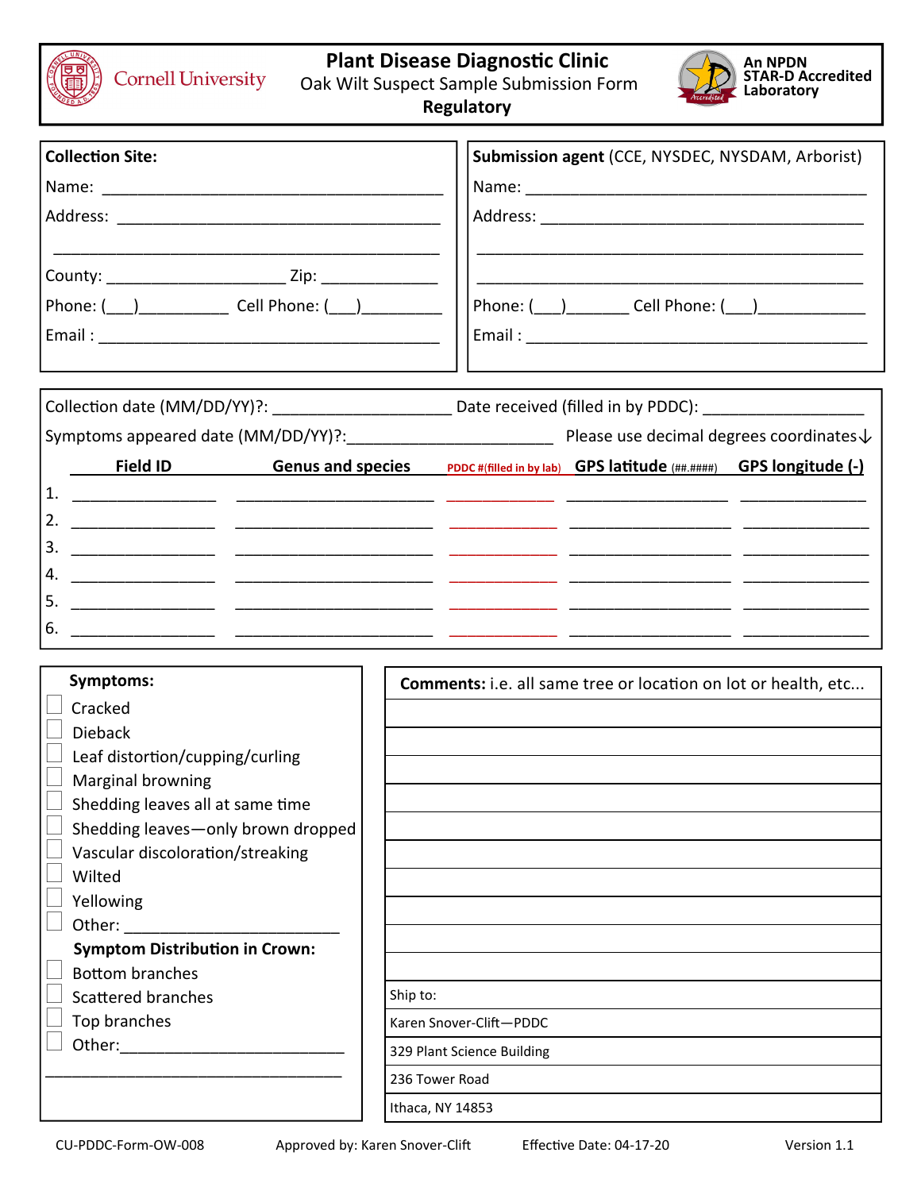# Plant Disease Diagnostic Clinic

Cornell University

Oak Wilt Suspect Sample Submission Form

**Regulatory**

An NPDN STAR-D Accredited Laboratory

**Collection Site:**

Name: ________________________________________

Address: ______________________________________

______________________________________________

County: ____________________ Zip: _____________

Phone: (___)__________ Cell Phone: (___)_________

Email : ________________________________________

**Submission agent** (CCE, NYSDEC, NYSDAM, Arborist)

Name: ________________________________________

Address: ______________________________________

______________________________________________

______________________________________________

Phone: (___)_______ Cell Phone: (___)____________

Email : ________________________________________

Collection date (MM/DD/YY)?: ___________________ Date received (filled in by PDDC): _________________

Symptoms appeared date (MM/DD/YY)?:______________________ Please use decimal degrees coordinates↓

| | Field ID | Genus and species | PDDC #(filled in by lab) | GPS latitude (##.####) | GPS longitude (-) |
|---|---|---|---|---|---|
| 1. | | | | | |
| 2. | | | | | |
| 3. | | | | | |
| 4. | | | | | |
| 5. | | | | | |
| 6. | | | | | |

**Symptoms:**

- ☐ Cracked
- ☐ Dieback
- ☐ Leaf distortion/cupping/curling
- ☐ Marginal browning
- ☐ Shedding leaves all at same time
- ☐ Shedding leaves—only brown dropped
- ☐ Vascular discoloration/streaking
- ☐ Wilted
- ☐ Yellowing
- ☐ Other: ________________________

**Symptom Distribution in Crown:**

- ☐ Bottom branches
- ☐ Scattered branches
- ☐ Top branches
- ☐ Other:_________________________

__________________________________

**Comments:** i.e. all same tree or location on lot or health, etc...

Ship to:

Karen Snover-Clift—PDDC

329 Plant Science Building

236 Tower Road

Ithaca, NY 14853

CU-PDDC-Form-OW-008 Approved by: Karen Snover-Clift Effective Date: 04-17-20 Version 1.1